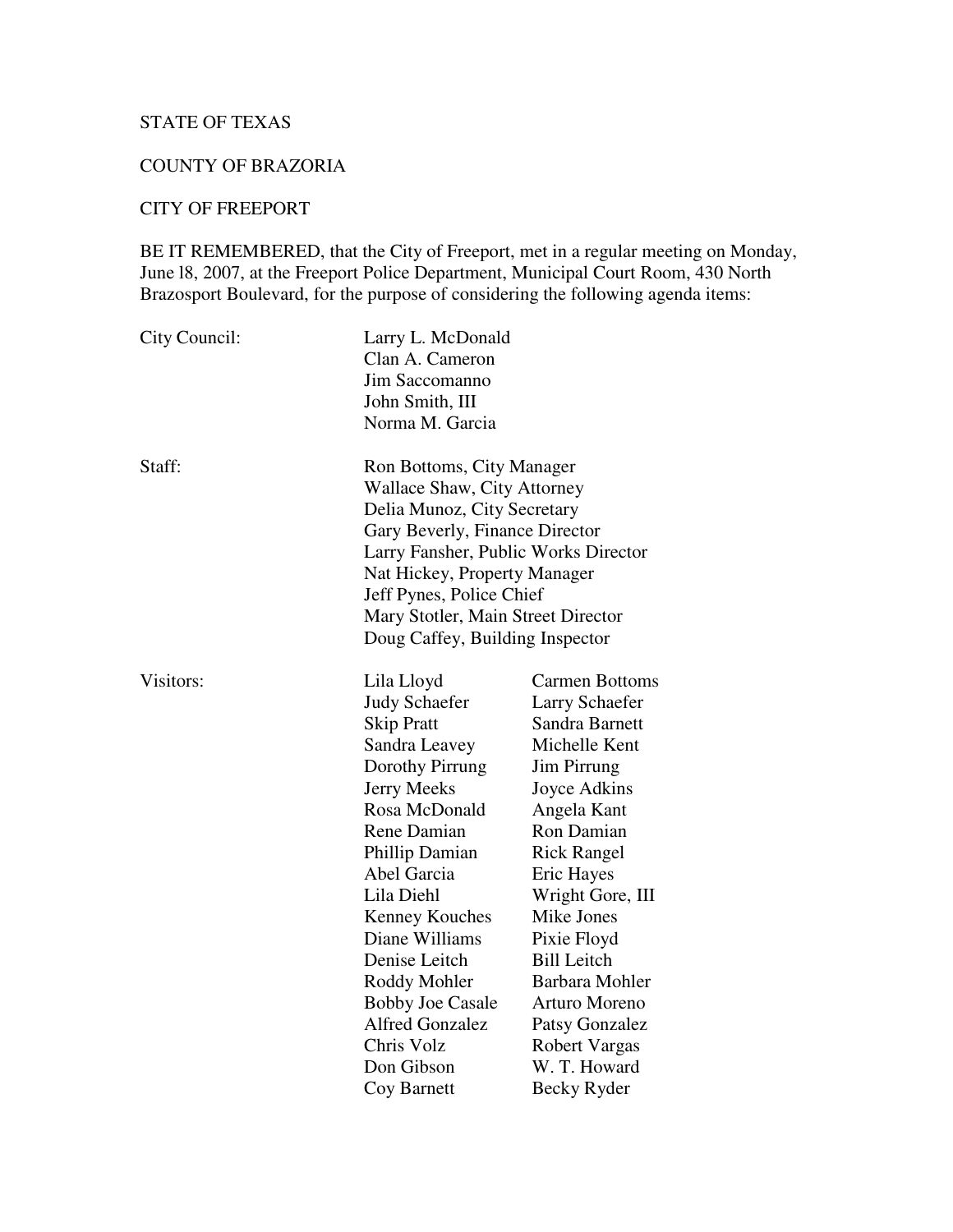STATE OF TEXAS

COUNTY OF BRAZORIA

CITY OF FREEPORT

BE IT REMEMBERED, that the City of Freeport, met in a regular meeting on Monday, June l8, 2007, at the Freeport Police Department, Municipal Court Room, 430 North Brazosport Boulevard, for the purpose of considering the following agenda items:

City Council:

Larry L. McDonald
Clan A. Cameron
Jim Saccomanno
John Smith, III
Norma M. Garcia

Staff:

Ron Bottoms, City Manager
Wallace Shaw, City Attorney
Delia Munoz, City Secretary
Gary Beverly, Finance Director
Larry Fansher, Public Works Director
Nat Hickey, Property Manager
Jeff Pynes, Police Chief
Mary Stotler, Main Street Director
Doug Caffey, Building Inspector

Visitors:

| | |
|---|---|
| Lila Lloyd | Carmen Bottoms |
| Judy Schaefer | Larry Schaefer |
| Skip Pratt | Sandra Barnett |
| Sandra Leavey | Michelle Kent |
| Dorothy Pirrung | Jim Pirrung |
| Jerry Meeks | Joyce Adkins |
| Rosa McDonald | Angela Kant |
| Rene Damian | Ron Damian |
| Phillip Damian | Rick Rangel |
| Abel Garcia | Eric Hayes |
| Lila Diehl | Wright Gore, III |
| Kenney Kouches | Mike Jones |
| Diane Williams | Pixie Floyd |
| Denise Leitch | Bill Leitch |
| Roddy Mohler | Barbara Mohler |
| Bobby Joe Casale | Arturo Moreno |
| Alfred Gonzalez | Patsy Gonzalez |
| Chris Volz | Robert Vargas |
| Don Gibson | W. T. Howard |
| Coy Barnett | Becky Ryder |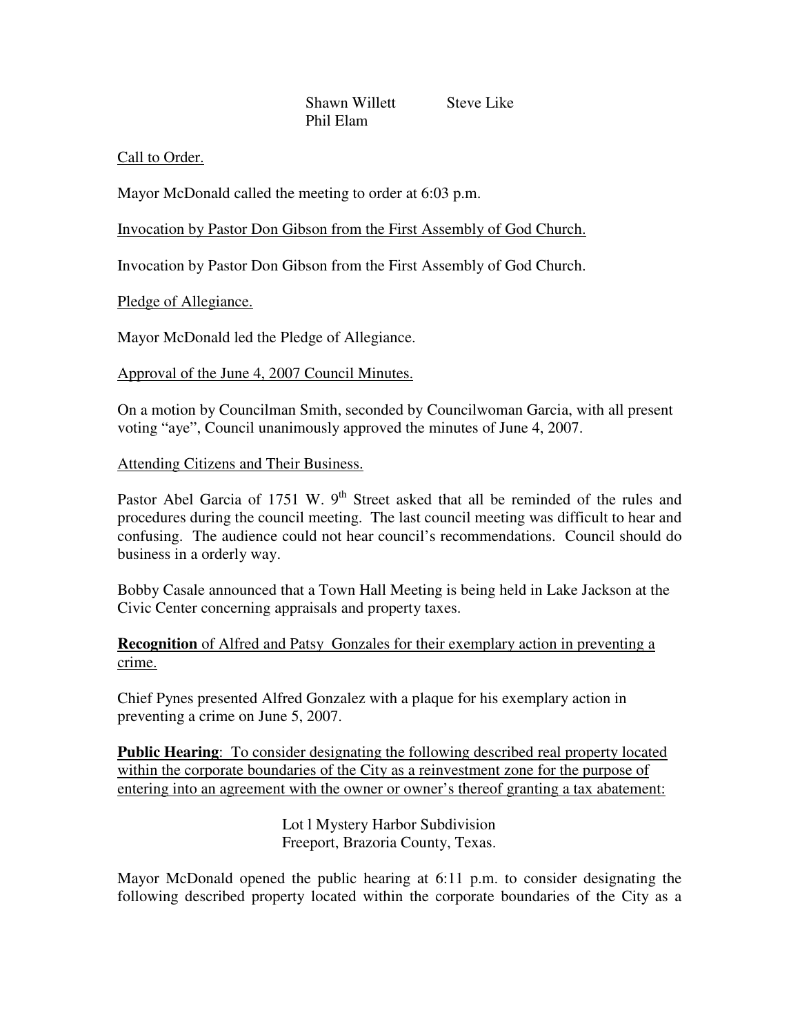Shawn Willett Steve Like
Phil Elam

Call to Order.

Mayor McDonald called the meeting to order at 6:03 p.m.

Invocation by Pastor Don Gibson from the First Assembly of God Church.

Invocation by Pastor Don Gibson from the First Assembly of God Church.

Pledge of Allegiance.

Mayor McDonald led the Pledge of Allegiance.

Approval of the June 4, 2007 Council Minutes.

On a motion by Councilman Smith, seconded by Councilwoman Garcia, with all present voting "aye", Council unanimously approved the minutes of June 4, 2007.

Attending Citizens and Their Business.

Pastor Abel Garcia of 1751 W. 9th Street asked that all be reminded of the rules and procedures during the council meeting. The last council meeting was difficult to hear and confusing. The audience could not hear council's recommendations. Council should do business in a orderly way.

Bobby Casale announced that a Town Hall Meeting is being held in Lake Jackson at the Civic Center concerning appraisals and property taxes.

**Recognition** of Alfred and Patsy Gonzales for their exemplary action in preventing a crime.

Chief Pynes presented Alfred Gonzalez with a plaque for his exemplary action in preventing a crime on June 5, 2007.

**Public Hearing**: To consider designating the following described real property located within the corporate boundaries of the City as a reinvestment zone for the purpose of entering into an agreement with the owner or owner's thereof granting a tax abatement:

Lot l Mystery Harbor Subdivision
Freeport, Brazoria County, Texas.

Mayor McDonald opened the public hearing at 6:11 p.m. to consider designating the following described property located within the corporate boundaries of the City as a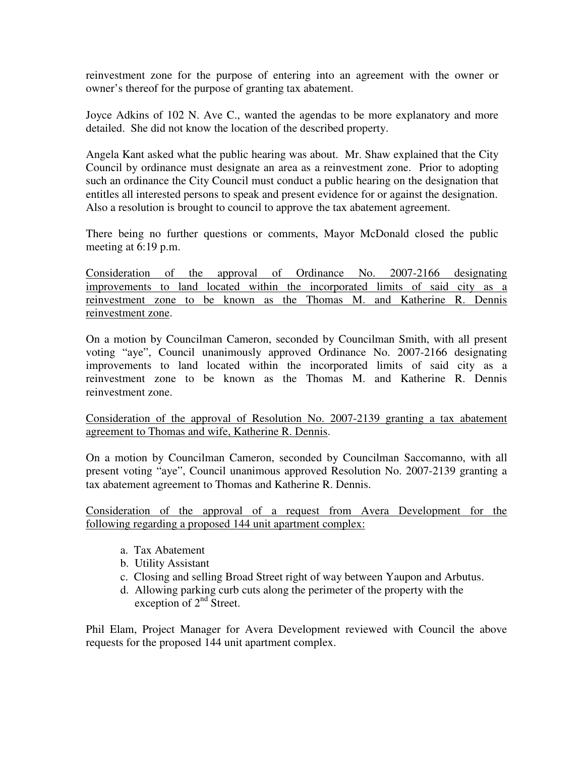reinvestment zone for the purpose of entering into an agreement with the owner or owner's thereof for the purpose of granting tax abatement.

Joyce Adkins of 102 N. Ave C., wanted the agendas to be more explanatory and more detailed. She did not know the location of the described property.

Angela Kant asked what the public hearing was about. Mr. Shaw explained that the City Council by ordinance must designate an area as a reinvestment zone. Prior to adopting such an ordinance the City Council must conduct a public hearing on the designation that entitles all interested persons to speak and present evidence for or against the designation. Also a resolution is brought to council to approve the tax abatement agreement.

There being no further questions or comments, Mayor McDonald closed the public meeting at 6:19 p.m.

<u>Consideration of the approval of Ordinance No. 2007-2166 designating improvements to land located within the incorporated limits of said city as a reinvestment zone to be known as the Thomas M. and Katherine R. Dennis reinvestment zone</u>.

On a motion by Councilman Cameron, seconded by Councilman Smith, with all present voting "aye", Council unanimously approved Ordinance No. 2007-2166 designating improvements to land located within the incorporated limits of said city as a reinvestment zone to be known as the Thomas M. and Katherine R. Dennis reinvestment zone.

<u>Consideration of the approval of Resolution No. 2007-2139 granting a tax abatement agreement to Thomas and wife, Katherine R. Dennis</u>.

On a motion by Councilman Cameron, seconded by Councilman Saccomanno, with all present voting "aye", Council unanimous approved Resolution No. 2007-2139 granting a tax abatement agreement to Thomas and Katherine R. Dennis.

<u>Consideration of the approval of a request from Avera Development for the following regarding a proposed 144 unit apartment complex:</u>

a. Tax Abatement
b. Utility Assistant
c. Closing and selling Broad Street right of way between Yaupon and Arbutus.
d. Allowing parking curb cuts along the perimeter of the property with the exception of 2nd Street.

Phil Elam, Project Manager for Avera Development reviewed with Council the above requests for the proposed 144 unit apartment complex.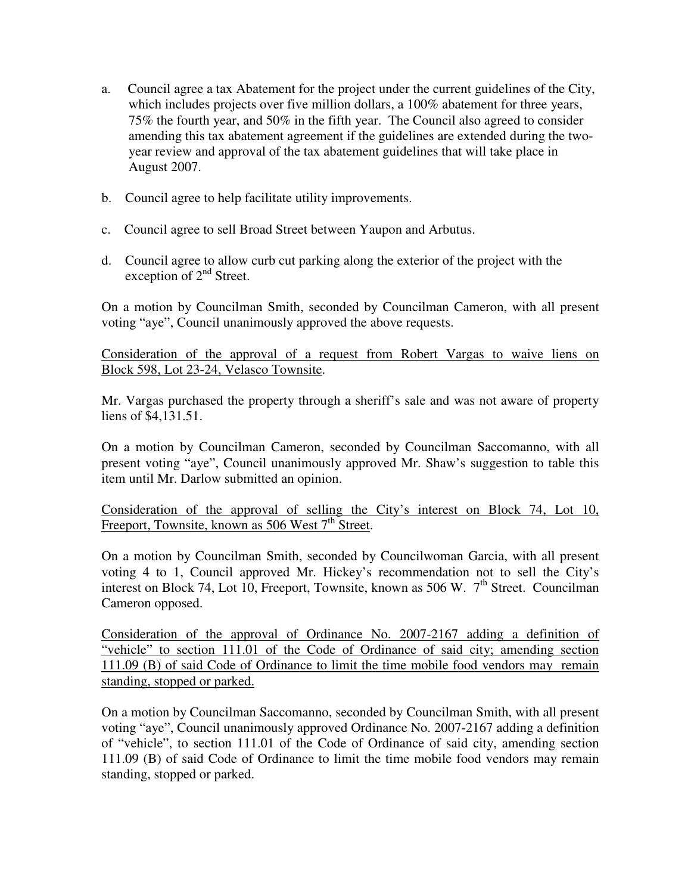a. Council agree a tax Abatement for the project under the current guidelines of the City, which includes projects over five million dollars, a 100% abatement for three years, 75% the fourth year, and 50% in the fifth year. The Council also agreed to consider amending this tax abatement agreement if the guidelines are extended during the two-year review and approval of the tax abatement guidelines that will take place in August 2007.

b. Council agree to help facilitate utility improvements.

c. Council agree to sell Broad Street between Yaupon and Arbutus.

d. Council agree to allow curb cut parking along the exterior of the project with the exception of 2nd Street.

On a motion by Councilman Smith, seconded by Councilman Cameron, with all present voting "aye", Council unanimously approved the above requests.

<u>Consideration of the approval of a request from Robert Vargas to waive liens on Block 598, Lot 23-24, Velasco Townsite</u>.

Mr. Vargas purchased the property through a sheriff's sale and was not aware of property liens of $4,131.51.

On a motion by Councilman Cameron, seconded by Councilman Saccomanno, with all present voting "aye", Council unanimously approved Mr. Shaw's suggestion to table this item until Mr. Darlow submitted an opinion.

<u>Consideration of the approval of selling the City's interest on Block 74, Lot 10, Freeport, Townsite, known as 506 West 7th Street</u>.

On a motion by Councilman Smith, seconded by Councilwoman Garcia, with all present voting 4 to 1, Council approved Mr. Hickey's recommendation not to sell the City's interest on Block 74, Lot 10, Freeport, Townsite, known as 506 W. 7th Street. Councilman Cameron opposed.

<u>Consideration of the approval of Ordinance No. 2007-2167 adding a definition of "vehicle" to section 111.01 of the Code of Ordinance of said city; amending section 111.09 (B) of said Code of Ordinance to limit the time mobile food vendors may remain standing, stopped or parked.</u>

On a motion by Councilman Saccomanno, seconded by Councilman Smith, with all present voting "aye", Council unanimously approved Ordinance No. 2007-2167 adding a definition of "vehicle", to section 111.01 of the Code of Ordinance of said city, amending section 111.09 (B) of said Code of Ordinance to limit the time mobile food vendors may remain standing, stopped or parked.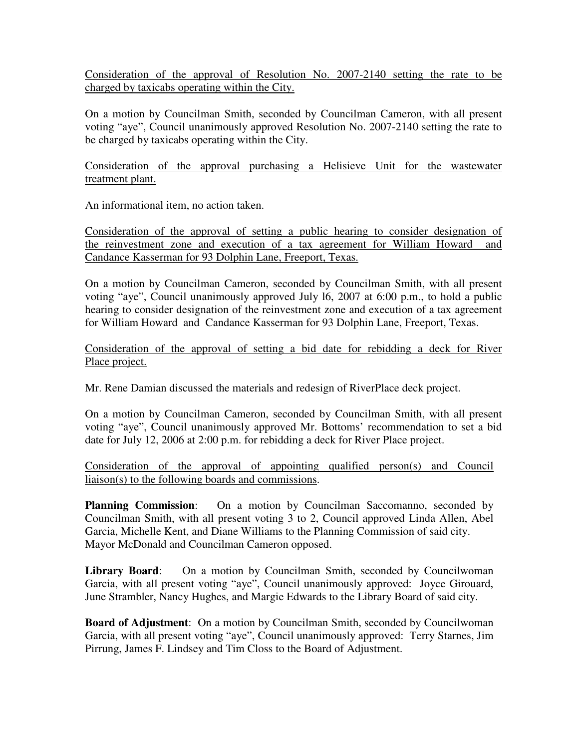Consideration of the approval of Resolution No. 2007-2140 setting the rate to be charged by taxicabs operating within the City.

On a motion by Councilman Smith, seconded by Councilman Cameron, with all present voting "aye", Council unanimously approved Resolution No. 2007-2140 setting the rate to be charged by taxicabs operating within the City.

Consideration of the approval purchasing a Helisieve Unit for the wastewater treatment plant.

An informational item, no action taken.

Consideration of the approval of setting a public hearing to consider designation of the reinvestment zone and execution of a tax agreement for William Howard and Candance Kasserman for 93 Dolphin Lane, Freeport, Texas.

On a motion by Councilman Cameron, seconded by Councilman Smith, with all present voting "aye", Council unanimously approved July l6, 2007 at 6:00 p.m., to hold a public hearing to consider designation of the reinvestment zone and execution of a tax agreement for William Howard and Candance Kasserman for 93 Dolphin Lane, Freeport, Texas.

Consideration of the approval of setting a bid date for rebidding a deck for River Place project.

Mr. Rene Damian discussed the materials and redesign of RiverPlace deck project.

On a motion by Councilman Cameron, seconded by Councilman Smith, with all present voting "aye", Council unanimously approved Mr. Bottoms' recommendation to set a bid date for July 12, 2006 at 2:00 p.m. for rebidding a deck for River Place project.

Consideration of the approval of appointing qualified person(s) and Council liaison(s) to the following boards and commissions.

**Planning Commission**: On a motion by Councilman Saccomanno, seconded by Councilman Smith, with all present voting 3 to 2, Council approved Linda Allen, Abel Garcia, Michelle Kent, and Diane Williams to the Planning Commission of said city. Mayor McDonald and Councilman Cameron opposed.

**Library Board**: On a motion by Councilman Smith, seconded by Councilwoman Garcia, with all present voting "aye", Council unanimously approved: Joyce Girouard, June Strambler, Nancy Hughes, and Margie Edwards to the Library Board of said city.

**Board of Adjustment**: On a motion by Councilman Smith, seconded by Councilwoman Garcia, with all present voting "aye", Council unanimously approved: Terry Starnes, Jim Pirrung, James F. Lindsey and Tim Closs to the Board of Adjustment.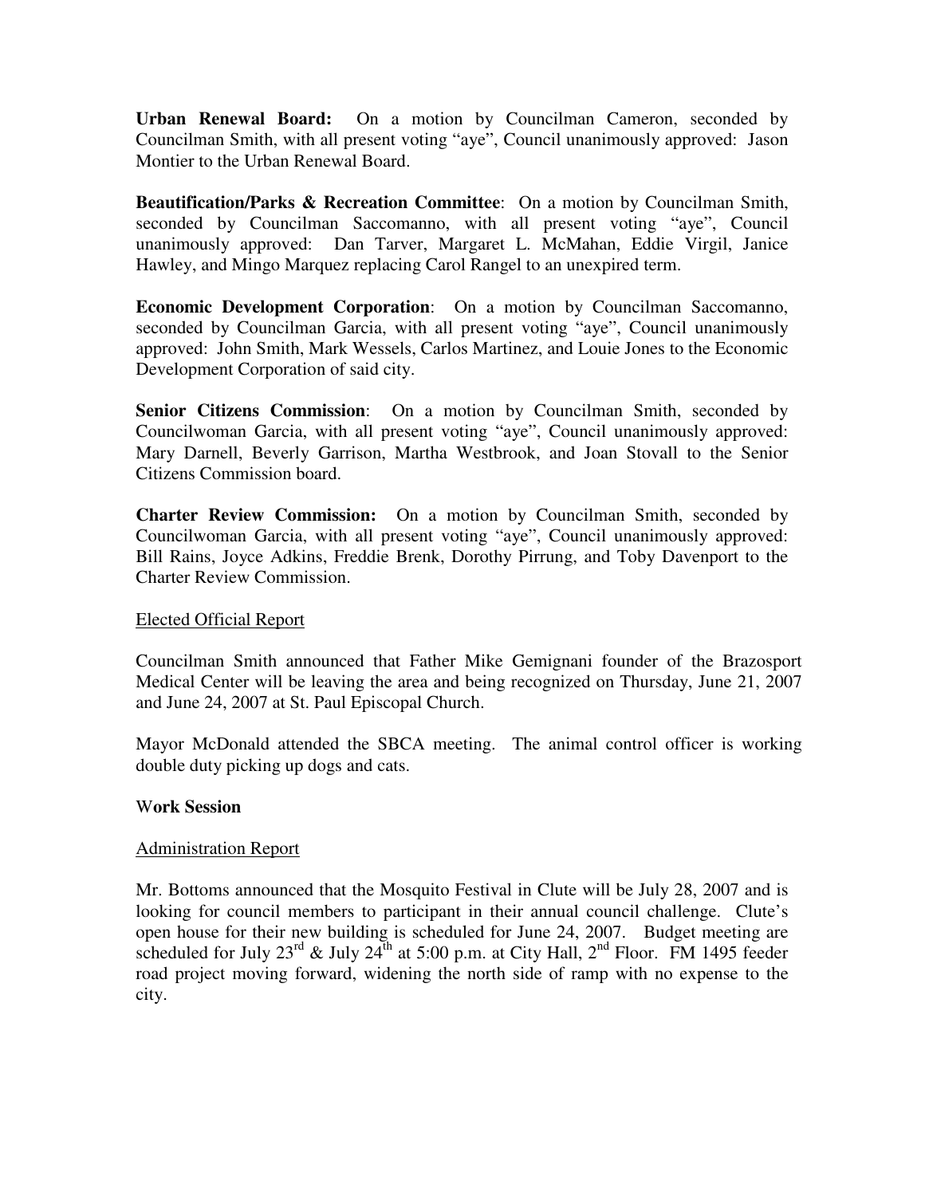**Urban Renewal Board:** On a motion by Councilman Cameron, seconded by Councilman Smith, with all present voting "aye", Council unanimously approved: Jason Montier to the Urban Renewal Board.

**Beautification/Parks & Recreation Committee**: On a motion by Councilman Smith, seconded by Councilman Saccomanno, with all present voting "aye", Council unanimously approved: Dan Tarver, Margaret L. McMahan, Eddie Virgil, Janice Hawley, and Mingo Marquez replacing Carol Rangel to an unexpired term.

**Economic Development Corporation**: On a motion by Councilman Saccomanno, seconded by Councilman Garcia, with all present voting "aye", Council unanimously approved: John Smith, Mark Wessels, Carlos Martinez, and Louie Jones to the Economic Development Corporation of said city.

**Senior Citizens Commission**: On a motion by Councilman Smith, seconded by Councilwoman Garcia, with all present voting "aye", Council unanimously approved: Mary Darnell, Beverly Garrison, Martha Westbrook, and Joan Stovall to the Senior Citizens Commission board.

**Charter Review Commission:** On a motion by Councilman Smith, seconded by Councilwoman Garcia, with all present voting "aye", Council unanimously approved: Bill Rains, Joyce Adkins, Freddie Brenk, Dorothy Pirrung, and Toby Davenport to the Charter Review Commission.

Elected Official Report

Councilman Smith announced that Father Mike Gemignani founder of the Brazosport Medical Center will be leaving the area and being recognized on Thursday, June 21, 2007 and June 24, 2007 at St. Paul Episcopal Church.

Mayor McDonald attended the SBCA meeting. The animal control officer is working double duty picking up dogs and cats.

**Work Session**

Administration Report

Mr. Bottoms announced that the Mosquito Festival in Clute will be July 28, 2007 and is looking for council members to participant in their annual council challenge. Clute's open house for their new building is scheduled for June 24, 2007. Budget meeting are scheduled for July 23rd & July 24th at 5:00 p.m. at City Hall, 2nd Floor. FM 1495 feeder road project moving forward, widening the north side of ramp with no expense to the city.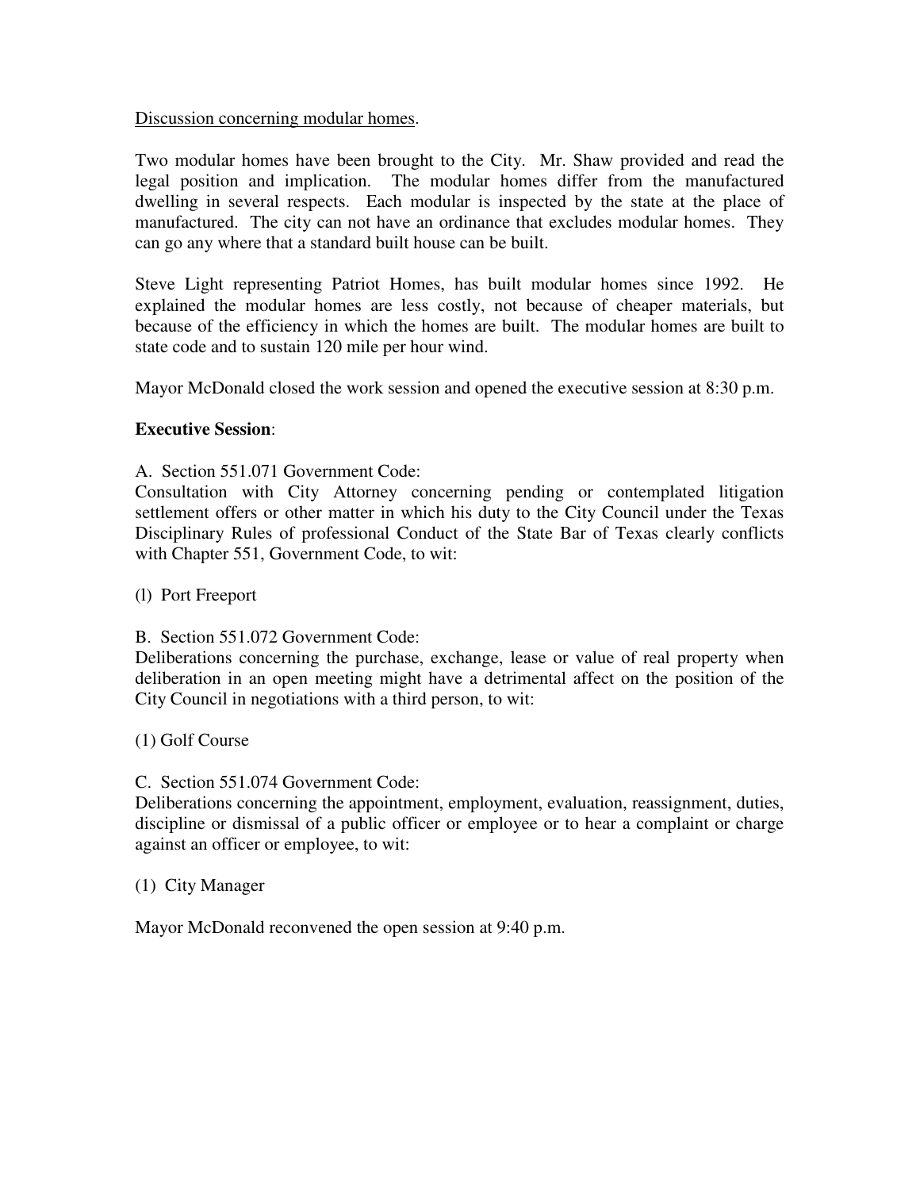<u>Discussion concerning modular homes</u>.

Two modular homes have been brought to the City. Mr. Shaw provided and read the legal position and implication. The modular homes differ from the manufactured dwelling in several respects. Each modular is inspected by the state at the place of manufactured. The city can not have an ordinance that excludes modular homes. They can go any where that a standard built house can be built.

Steve Light representing Patriot Homes, has built modular homes since 1992. He explained the modular homes are less costly, not because of cheaper materials, but because of the efficiency in which the homes are built. The modular homes are built to state code and to sustain 120 mile per hour wind.

Mayor McDonald closed the work session and opened the executive session at 8:30 p.m.

**Executive Session**:

A. Section 551.071 Government Code:
Consultation with City Attorney concerning pending or contemplated litigation settlement offers or other matter in which his duty to the City Council under the Texas Disciplinary Rules of professional Conduct of the State Bar of Texas clearly conflicts with Chapter 551, Government Code, to wit:

(l) Port Freeport

B. Section 551.072 Government Code:
Deliberations concerning the purchase, exchange, lease or value of real property when deliberation in an open meeting might have a detrimental affect on the position of the City Council in negotiations with a third person, to wit:

(1) Golf Course

C. Section 551.074 Government Code:
Deliberations concerning the appointment, employment, evaluation, reassignment, duties, discipline or dismissal of a public officer or employee or to hear a complaint or charge against an officer or employee, to wit:

(1) City Manager

Mayor McDonald reconvened the open session at 9:40 p.m.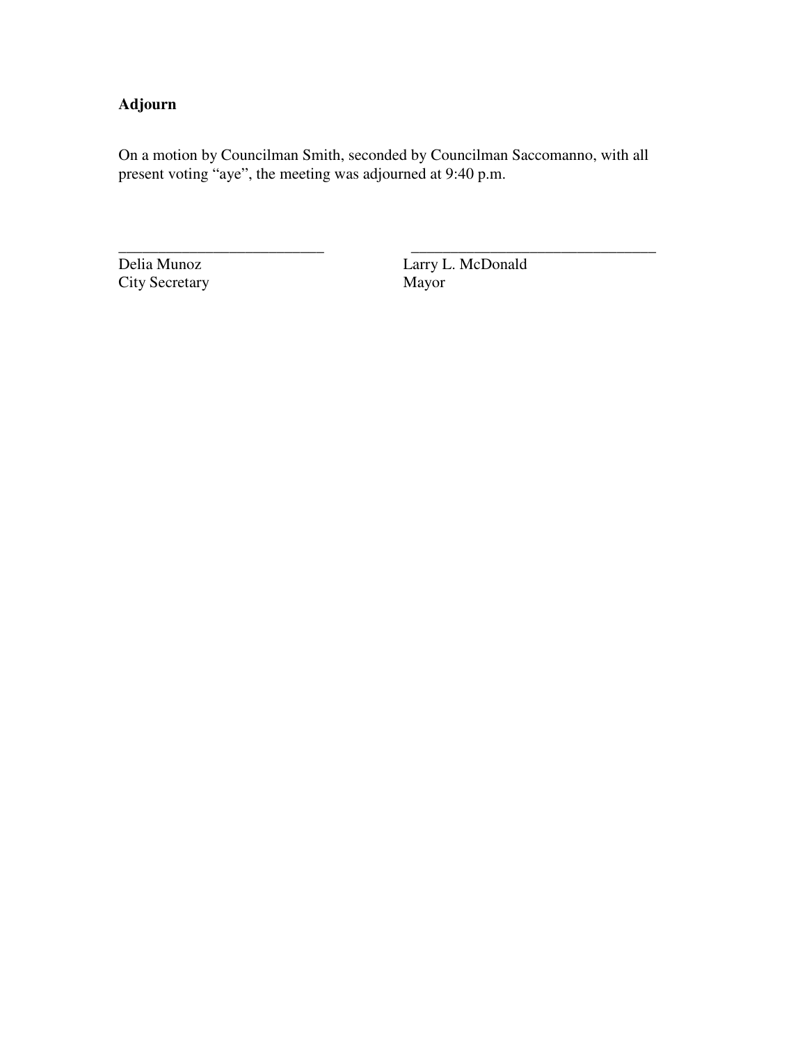**Adjourn**

On a motion by Councilman Smith, seconded by Councilman Saccomanno, with all present voting "aye", the meeting was adjourned at 9:40 p.m.

| | |
|---|---|
| ___________________________ | ________________________________ |
| Delia Munoz | Larry L. McDonald |
| City Secretary | Mayor |